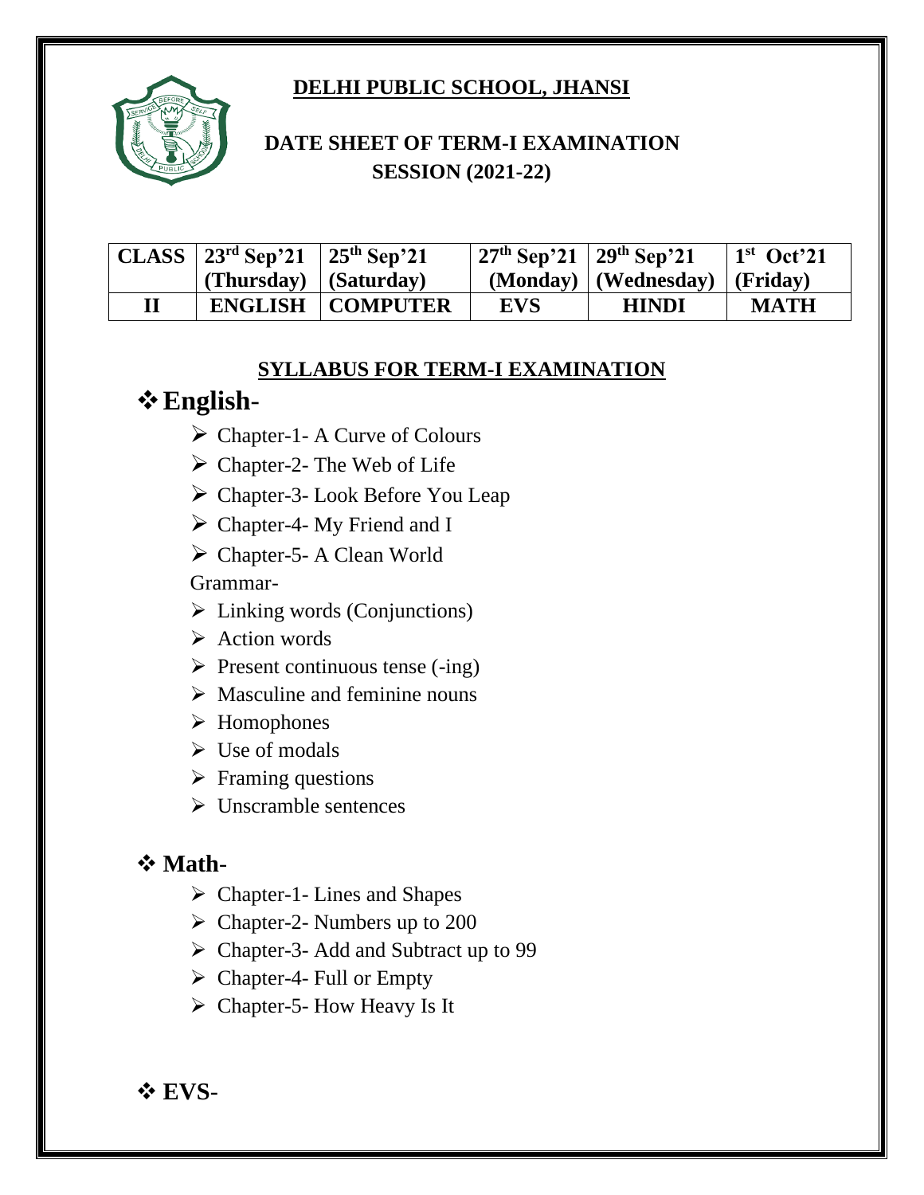# DELHI PUBLIC SCHOOL, JHANSI

## DATE SHEET OF TERM-I EXAMINATION SESSION (2021-22)

| CLASS | 23rd Sep'21 (Thursday) | 25th Sep'21 (Saturday) | 27th Sep'21 (Monday) | 29th Sep'21 (Wednesday) | 1st Oct'21 (Friday) |
|---|---|---|---|---|---|
| II | ENGLISH | COMPUTER | EVS | HINDI | MATH |

## SYLLABUS FOR TERM-I EXAMINATION

### ❖ English-

- Chapter-1- A Curve of Colours
- Chapter-2- The Web of Life
- Chapter-3- Look Before You Leap
- Chapter-4- My Friend and I
- Chapter-5- A Clean World

Grammar-

- Linking words (Conjunctions)
- Action words
- Present continuous tense (-ing)
- Masculine and feminine nouns
- Homophones
- Use of modals
- Framing questions
- Unscramble sentences

### ❖ Math-

- Chapter-1- Lines and Shapes
- Chapter-2- Numbers up to 200
- Chapter-3- Add and Subtract up to 99
- Chapter-4- Full or Empty
- Chapter-5- How Heavy Is It

### ❖ EVS-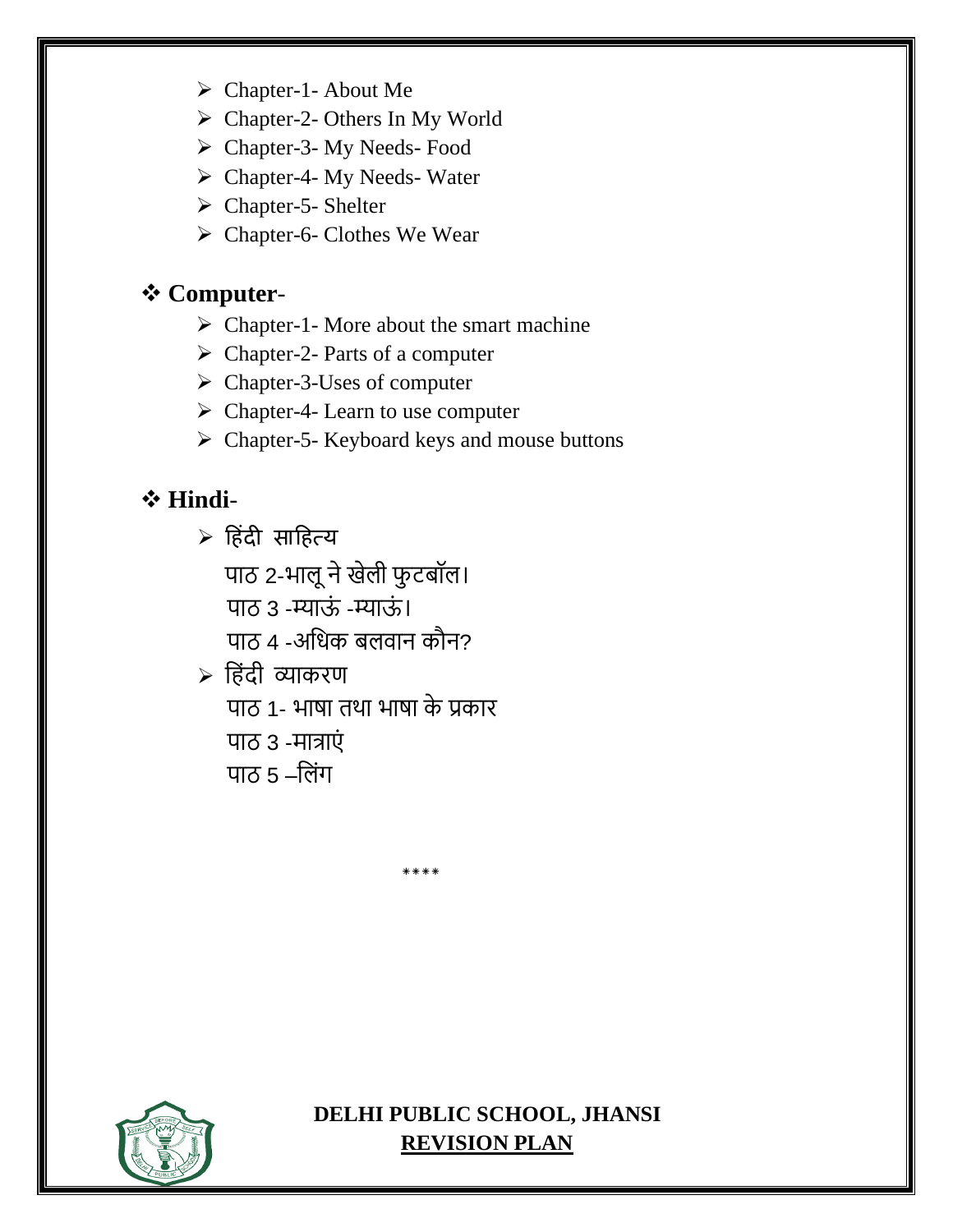- Chapter-1- About Me
- Chapter-2- Others In My World
- Chapter-3- My Needs- Food
- Chapter-4- My Needs- Water
- Chapter-5- Shelter
- Chapter-6- Clothes We Wear

## ❖ Computer-

- Chapter-1- More about the smart machine
- Chapter-2- Parts of a computer
- Chapter-3-Uses of computer
- Chapter-4- Learn to use computer
- Chapter-5- Keyboard keys and mouse buttons

## ❖ Hindi-

- हिंदी साहित्य

  पाठ 2-भालू ने खेली फुटबॉल।

  पाठ 3 -म्याऊं -म्याऊं।

  पाठ 4 -अधिक बलवान कौन?

- हिंदी व्याकरण

  पाठ 1- भाषा तथा भाषा के प्रकार

  पाठ 3 -मात्राएं

  पाठ 5 –लिंग

****

**DELHI PUBLIC SCHOOL, JHANSI**

**REVISION PLAN**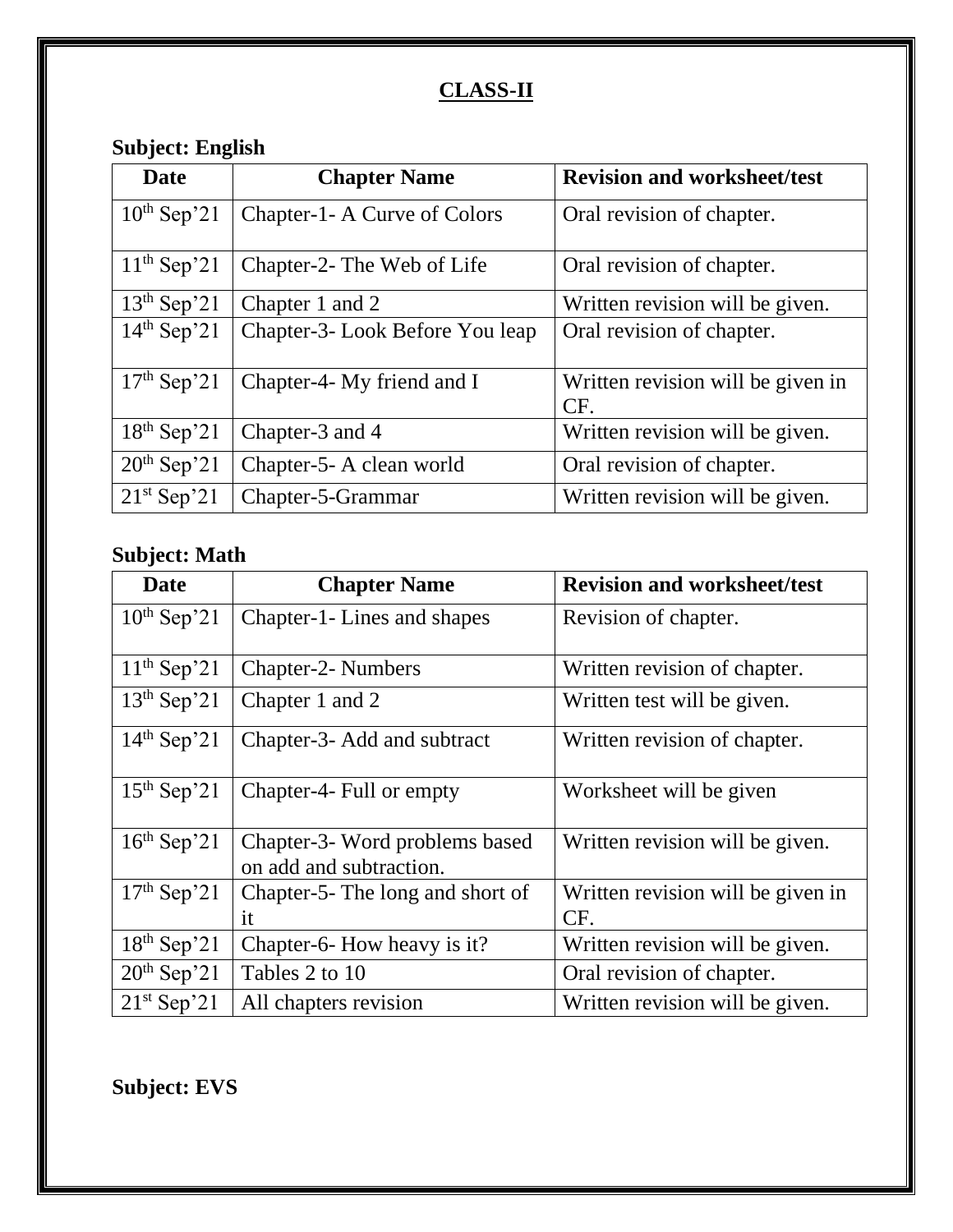## CLASS-II

### Subject: English

| Date | Chapter Name | Revision and worksheet/test |
|---|---|---|
| 10th Sep'21 | Chapter-1- A Curve of Colors | Oral revision of chapter. |
| 11th Sep'21 | Chapter-2- The Web of Life | Oral revision of chapter. |
| 13th Sep'21 | Chapter 1 and 2 | Written revision will be given. |
| 14th Sep'21 | Chapter-3- Look Before You leap | Oral revision of chapter. |
| 17th Sep'21 | Chapter-4- My friend and I | Written revision will be given in CF. |
| 18th Sep'21 | Chapter-3 and 4 | Written revision will be given. |
| 20th Sep'21 | Chapter-5- A clean world | Oral revision of chapter. |
| 21st Sep'21 | Chapter-5-Grammar | Written revision will be given. |

### Subject: Math

| Date | Chapter Name | Revision and worksheet/test |
|---|---|---|
| 10th Sep'21 | Chapter-1- Lines and shapes | Revision of chapter. |
| 11th Sep'21 | Chapter-2- Numbers | Written revision of chapter. |
| 13th Sep'21 | Chapter 1 and 2 | Written test will be given. |
| 14th Sep'21 | Chapter-3- Add and subtract | Written revision of chapter. |
| 15th Sep'21 | Chapter-4- Full or empty | Worksheet will be given |
| 16th Sep'21 | Chapter-3- Word problems based on add and subtraction. | Written revision will be given. |
| 17th Sep'21 | Chapter-5- The long and short of it | Written revision will be given in CF. |
| 18th Sep'21 | Chapter-6- How heavy is it? | Written revision will be given. |
| 20th Sep'21 | Tables 2 to 10 | Oral revision of chapter. |
| 21st Sep'21 | All chapters revision | Written revision will be given. |

### Subject: EVS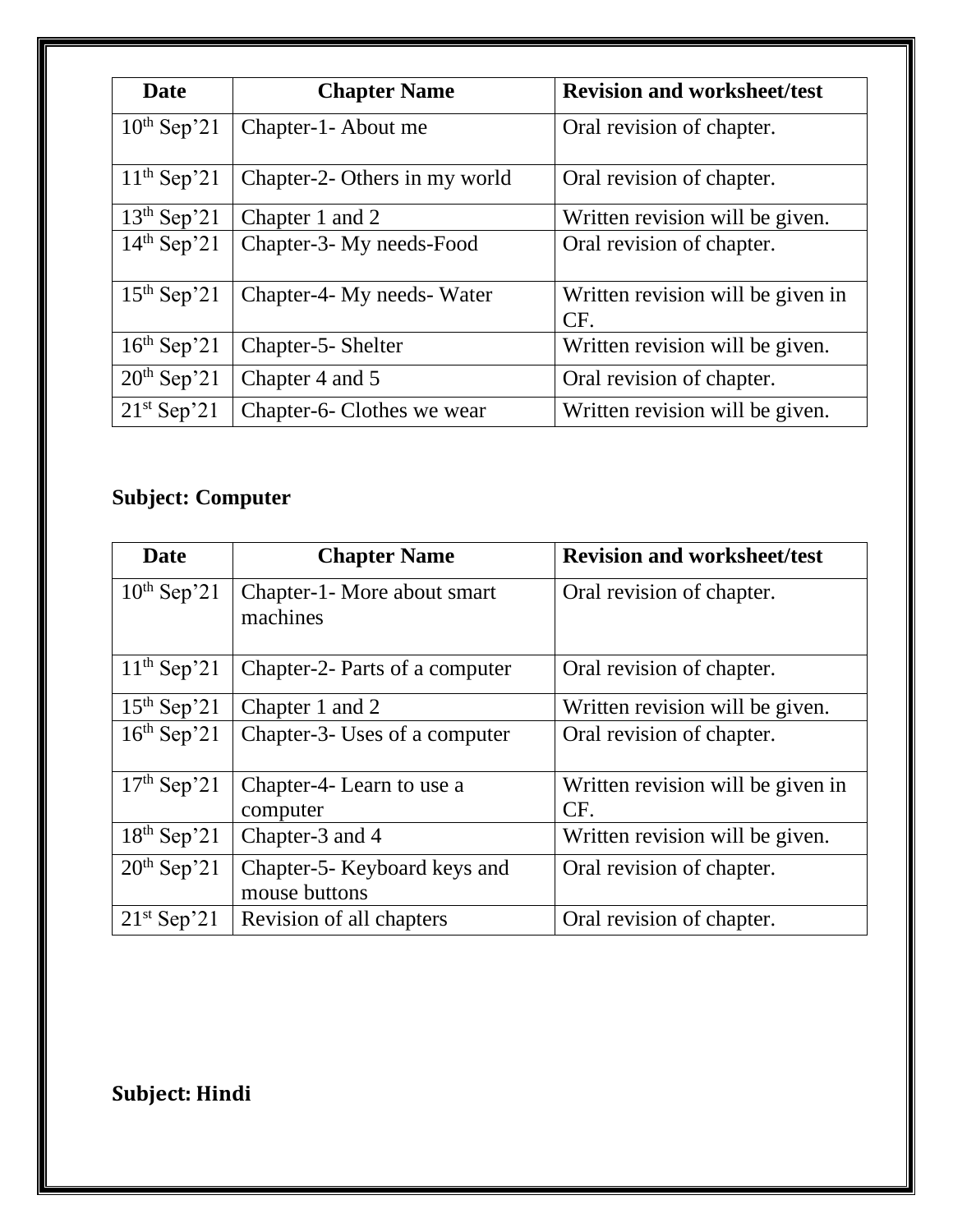| Date | Chapter Name | Revision and worksheet/test |
|---|---|---|
| 10th Sep'21 | Chapter-1- About me | Oral revision of chapter. |
| 11th Sep'21 | Chapter-2- Others in my world | Oral revision of chapter. |
| 13th Sep'21 | Chapter 1 and 2 | Written revision will be given. |
| 14th Sep'21 | Chapter-3- My needs-Food | Oral revision of chapter. |
| 15th Sep'21 | Chapter-4- My needs- Water | Written revision will be given in CF. |
| 16th Sep'21 | Chapter-5- Shelter | Written revision will be given. |
| 20th Sep'21 | Chapter 4 and 5 | Oral revision of chapter. |
| 21st Sep'21 | Chapter-6- Clothes we wear | Written revision will be given. |

**Subject: Computer**

| Date | Chapter Name | Revision and worksheet/test |
|---|---|---|
| 10th Sep'21 | Chapter-1- More about smart machines | Oral revision of chapter. |
| 11th Sep'21 | Chapter-2- Parts of a computer | Oral revision of chapter. |
| 15th Sep'21 | Chapter 1 and 2 | Written revision will be given. |
| 16th Sep'21 | Chapter-3- Uses of a computer | Oral revision of chapter. |
| 17th Sep'21 | Chapter-4- Learn to use a computer | Written revision will be given in CF. |
| 18th Sep'21 | Chapter-3 and 4 | Written revision will be given. |
| 20th Sep'21 | Chapter-5- Keyboard keys and mouse buttons | Oral revision of chapter. |
| 21st Sep'21 | Revision of all chapters | Oral revision of chapter. |

**Subject: Hindi**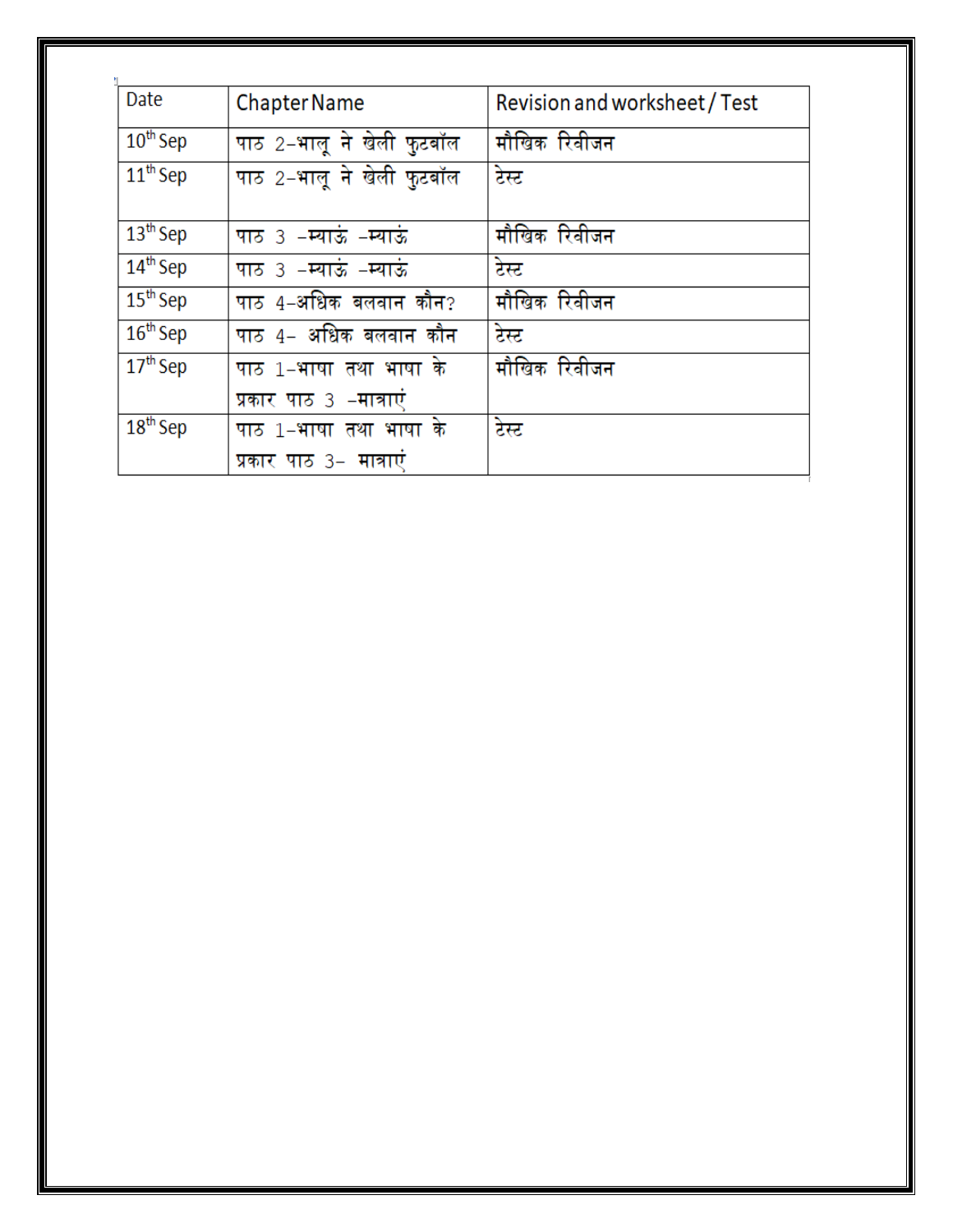| Date | Chapter Name | Revision and worksheet / Test |
|---|---|---|
| 10th Sep | पाठ 2-भालू ने खेली फुटबॉल | मौखिक रिवीजन |
| 11th Sep | पाठ 2-भालू ने खेली फुटबॉल | टेस्ट |
| 13th Sep | पाठ 3 -म्याऊं -म्याऊं | मौखिक रिवीजन |
| 14th Sep | पाठ 3 -म्याऊं -म्याऊं | टेस्ट |
| 15th Sep | पाठ 4-अधिक बलवान कौन? | मौखिक रिवीजन |
| 16th Sep | पाठ 4- अधिक बलवान कौन | टेस्ट |
| 17th Sep | पाठ 1-भाषा तथा भाषा के प्रकार पाठ 3 -मात्राएं | मौखिक रिवीजन |
| 18th Sep | पाठ 1-भाषा तथा भाषा के प्रकार पाठ 3- मात्राएं | टेस्ट |